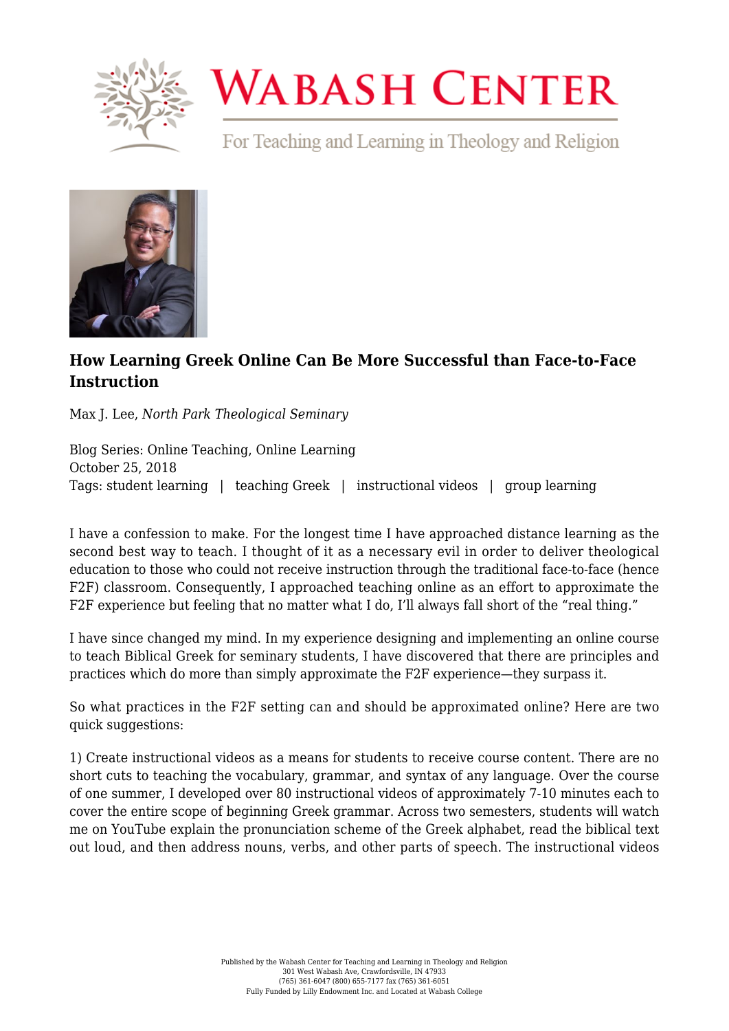## How Learning Greek Online Can Be More Successful than Face-to-Face Instruction

Max J. Lee, *North Park Theological Seminary*

Blog Series: Online Teaching, Online Learning
October 25, 2018
Tags: student learning | teaching Greek | instructional videos | group learning

I have a confession to make. For the longest time I have approached distance learning as the second best way to teach. I thought of it as a necessary evil in order to deliver theological education to those who could not receive instruction through the traditional face-to-face (hence F2F) classroom. Consequently, I approached teaching online as an effort to approximate the F2F experience but feeling that no matter what I do, I'll always fall short of the "real thing."

I have since changed my mind. In my experience designing and implementing an online course to teach Biblical Greek for seminary students, I have discovered that there are principles and practices which do more than simply approximate the F2F experience—they surpass it.

So what practices in the F2F setting can and should be approximated online? Here are two quick suggestions:

1) Create instructional videos as a means for students to receive course content. There are no short cuts to teaching the vocabulary, grammar, and syntax of any language. Over the course of one summer, I developed over 80 instructional videos of approximately 7-10 minutes each to cover the entire scope of beginning Greek grammar. Across two semesters, students will watch me on YouTube explain the pronunciation scheme of the Greek alphabet, read the biblical text out loud, and then address nouns, verbs, and other parts of speech. The instructional videos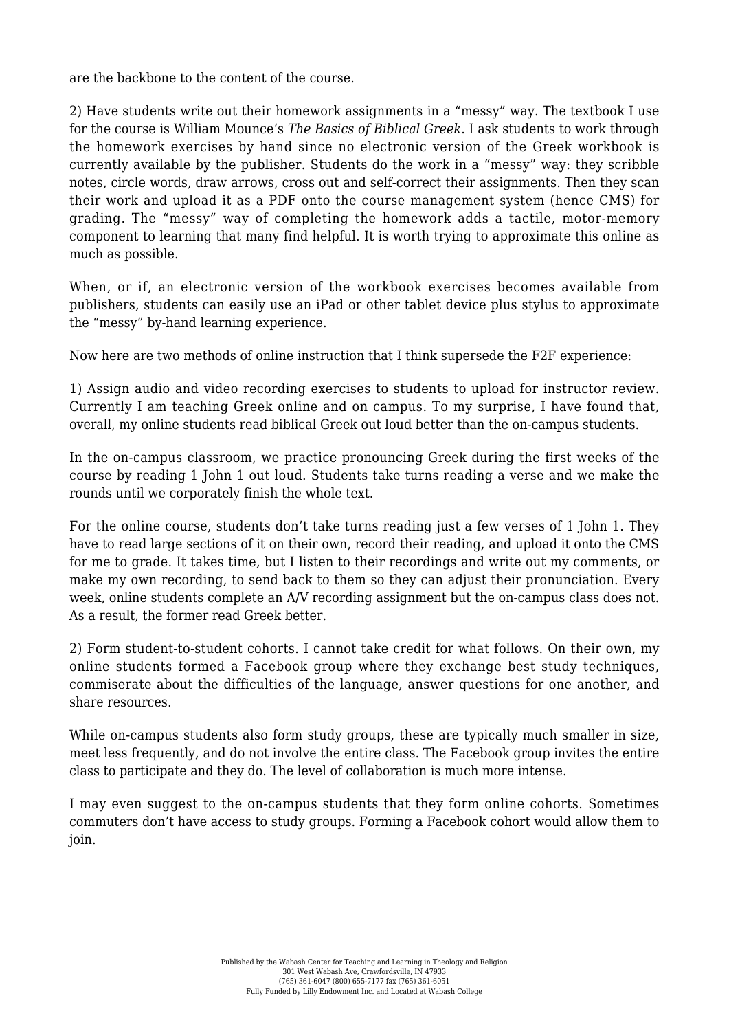are the backbone to the content of the course.

2) Have students write out their homework assignments in a “messy” way. The textbook I use for the course is William Mounce’s *The Basics of Biblical Greek*. I ask students to work through the homework exercises by hand since no electronic version of the Greek workbook is currently available by the publisher. Students do the work in a “messy” way: they scribble notes, circle words, draw arrows, cross out and self-correct their assignments. Then they scan their work and upload it as a PDF onto the course management system (hence CMS) for grading. The “messy” way of completing the homework adds a tactile, motor-memory component to learning that many find helpful. It is worth trying to approximate this online as much as possible.

When, or if, an electronic version of the workbook exercises becomes available from publishers, students can easily use an iPad or other tablet device plus stylus to approximate the “messy” by-hand learning experience.

Now here are two methods of online instruction that I think supersede the F2F experience:

1) Assign audio and video recording exercises to students to upload for instructor review. Currently I am teaching Greek online and on campus. To my surprise, I have found that, overall, my online students read biblical Greek out loud better than the on-campus students.

In the on-campus classroom, we practice pronouncing Greek during the first weeks of the course by reading 1 John 1 out loud. Students take turns reading a verse and we make the rounds until we corporately finish the whole text.

For the online course, students don’t take turns reading just a few verses of 1 John 1. They have to read large sections of it on their own, record their reading, and upload it onto the CMS for me to grade. It takes time, but I listen to their recordings and write out my comments, or make my own recording, to send back to them so they can adjust their pronunciation. Every week, online students complete an A/V recording assignment but the on-campus class does not. As a result, the former read Greek better.

2) Form student-to-student cohorts. I cannot take credit for what follows. On their own, my online students formed a Facebook group where they exchange best study techniques, commiserate about the difficulties of the language, answer questions for one another, and share resources.

While on-campus students also form study groups, these are typically much smaller in size, meet less frequently, and do not involve the entire class. The Facebook group invites the entire class to participate and they do. The level of collaboration is much more intense.

I may even suggest to the on-campus students that they form online cohorts. Sometimes commuters don’t have access to study groups. Forming a Facebook cohort would allow them to join.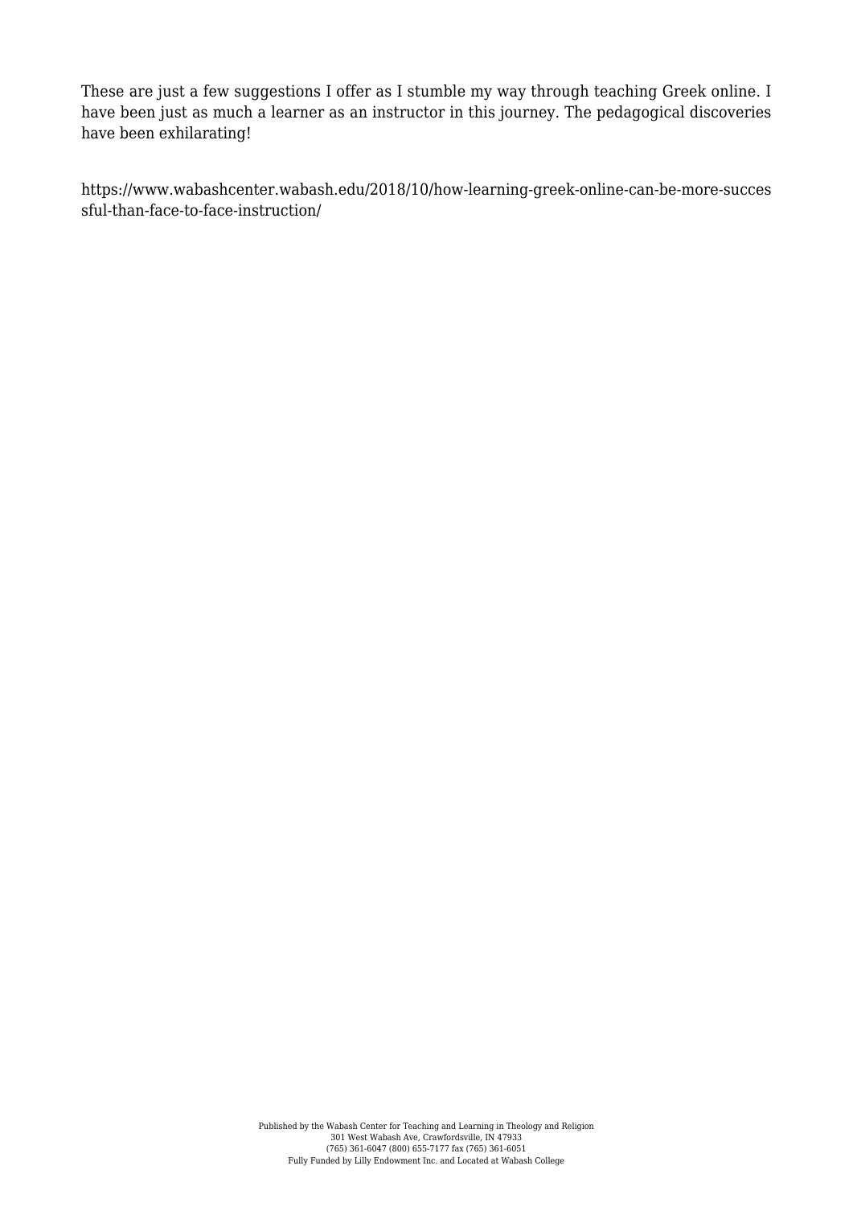These are just a few suggestions I offer as I stumble my way through teaching Greek online. I have been just as much a learner as an instructor in this journey. The pedagogical discoveries have been exhilarating!

https://www.wabashcenter.wabash.edu/2018/10/how-learning-greek-online-can-be-more-successful-than-face-to-face-instruction/